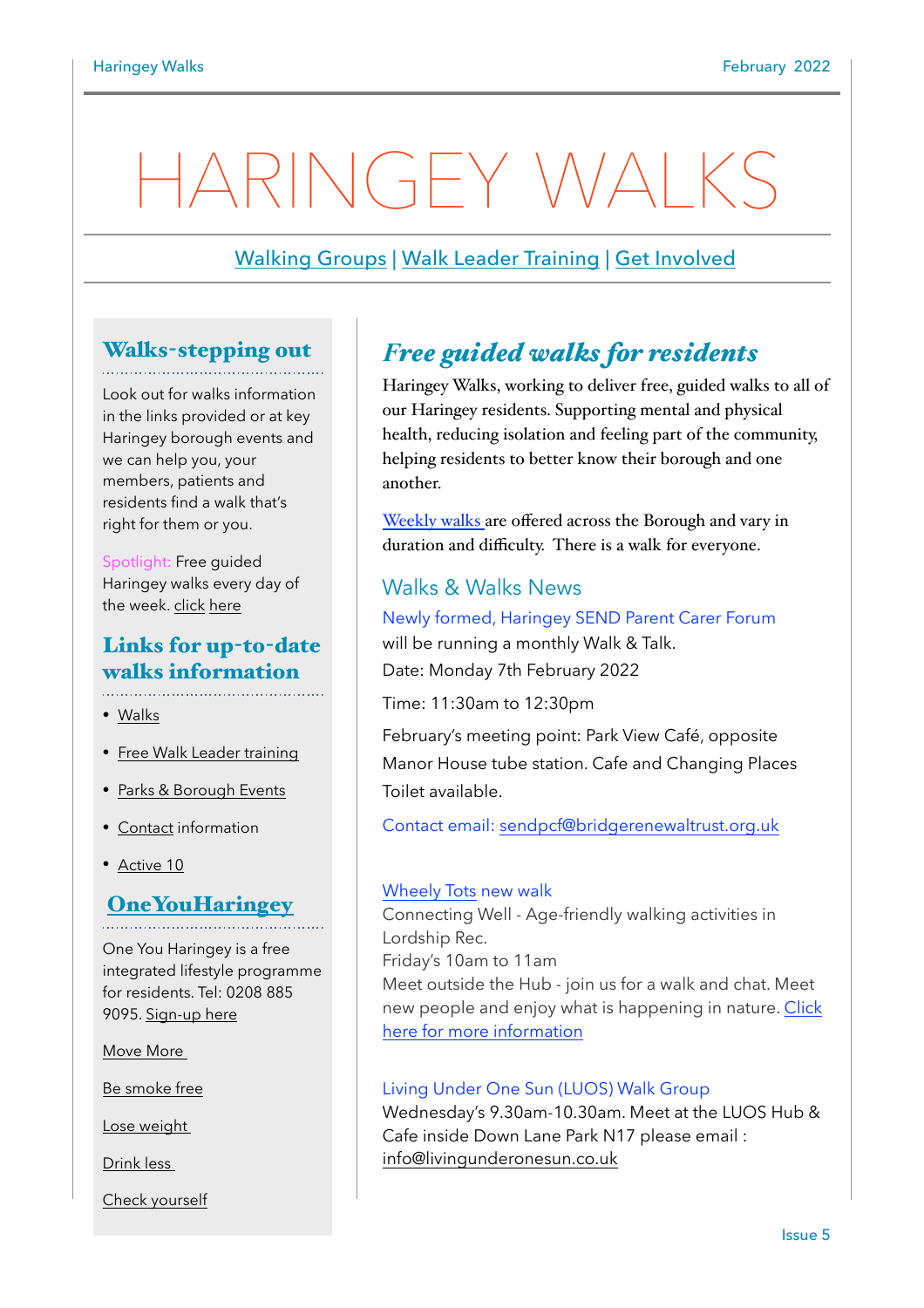# HARINGEY WALKS

Walking Groups | Walk Leader Training | Get Involved

## Walks-stepping out

Look out for walks information in the links provided or at key Haringey borough events and we can help you, your members, patients and residents find a walk that's right for them or you.

Spotlight: Free guided Haringey walks every day of the week. click here

## Links for up-to-date walks information

- Walks
- Free Walk Leader training
- Parks & Borough Events
- Contact information
- Active 10

## OneYouHaringey

One You Haringey is a free integrated lifestyle programme for residents. Tel: 0208 885 9095. Sign-up here

Move More

Be smoke free

Lose weight

Drink less

Check yourself

## *Free guided walks for residents*

Haringey Walks, working to deliver free, guided walks to all of our Haringey residents. Supporting mental and physical health, reducing isolation and feeling part of the community, helping residents to better know their borough and one another.

Weekly walks are offered across the Borough and vary in duration and difficulty. There is a walk for everyone.

### Walks & Walks News

Newly formed, Haringey SEND Parent Carer Forum will be running a monthly Walk & Talk.

Date: Monday 7th February 2022

Time: 11:30am to 12:30pm

February's meeting point: Park View Café, opposite Manor House tube station. Cafe and Changing Places Toilet available.

Contact email: sendpcf@bridgerenewaltrust.org.uk

Wheely Tots new walk

Connecting Well - Age-friendly walking activities in Lordship Rec.

Friday's 10am to 11am

Meet outside the Hub - join us for a walk and chat. Meet new people and enjoy what is happening in nature. Click here for more information

Living Under One Sun (LUOS) Walk Group

Wednesday's 9.30am-10.30am. Meet at the LUOS Hub & Cafe inside Down Lane Park N17 please email : info@livingunderonesun.co.uk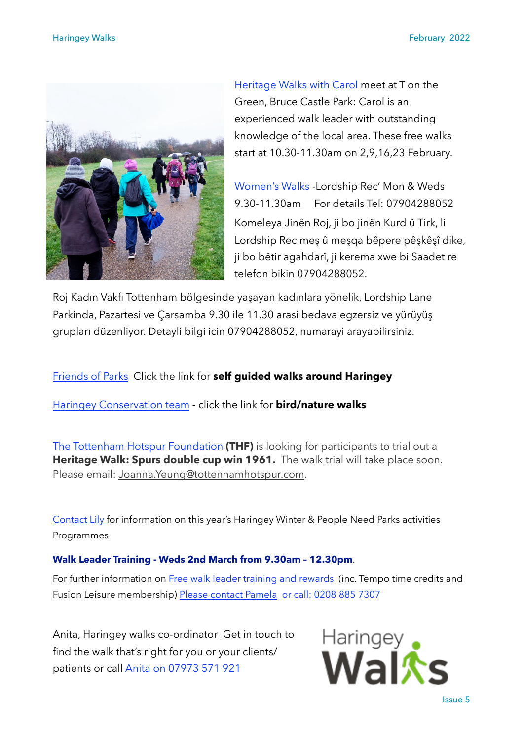Heritage Walks with Carol meet at T on the Green, Bruce Castle Park: Carol is an experienced walk leader with outstanding knowledge of the local area. These free walks start at 10.30-11.30am on 2,9,16,23 February.

Women's Walks -Lordship Rec' Mon & Weds 9.30-11.30am For details Tel: 07904288052

Komeleya Jinên Roj, ji bo jinên Kurd û Tirk, li Lordship Rec meş û meşqa bêpere pêşkêşî dike, ji bo bêtir agahdarî, ji kerema xwe bi Saadet re telefon bikin 07904288052.

Roj Kadın Vakfı Tottenham bölgesinde yaşayan kadınlara yönelik, Lordship Lane Parkinda, Pazartesi ve Çarsamba 9.30 ile 11.30 arasi bedava egzersiz ve yürüyüş grupları düzenliyor. Detayli bilgi icin 07904288052, numarayi arayabilirsiniz.

Friends of Parks Click the link for **self guided walks around Haringey**

Haringey Conservation team **-** click the link for **bird/nature walks**

The Tottenham Hotspur Foundation **(THF)** is looking for participants to trial out a **Heritage Walk: Spurs double cup win 1961.** The walk trial will take place soon. Please email: Joanna.Yeung@tottenhamhotspur.com.

Contact Lily for information on this year's Haringey Winter & People Need Parks activities Programmes

**Walk Leader Training - Weds 2nd March from 9.30am – 12.30pm**.

For further information on Free walk leader training and rewards (inc. Tempo time credits and Fusion Leisure membership) Please contact Pamela or call: 0208 885 7307

Anita, Haringey walks co-ordinator Get in touch to find the walk that's right for you or your clients/ patients or call Anita on 07973 571 921

Haringey Walks

Issue 5